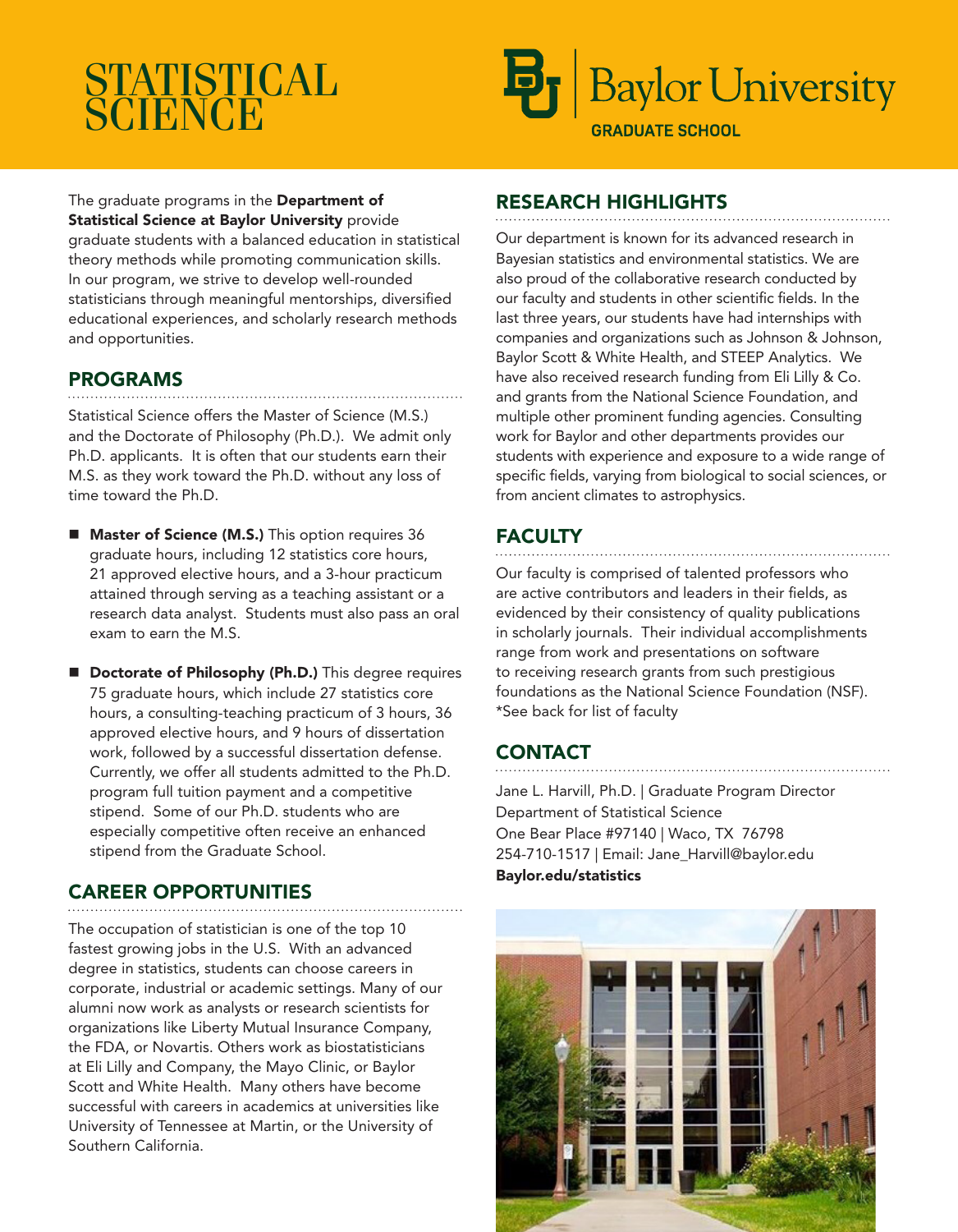# STATISTICAL SCIENCE

Baylor University
GRADUATE SCHOOL

The graduate programs in the **Department of Statistical Science at Baylor University** provide graduate students with a balanced education in statistical theory methods while promoting communication skills. In our program, we strive to develop well-rounded statisticians through meaningful mentorships, diversified educational experiences, and scholarly research methods and opportunities.

## PROGRAMS

Statistical Science offers the Master of Science (M.S.) and the Doctorate of Philosophy (Ph.D.). We admit only Ph.D. applicants. It is often that our students earn their M.S. as they work toward the Ph.D. without any loss of time toward the Ph.D.

- **Master of Science (M.S.)** This option requires 36 graduate hours, including 12 statistics core hours, 21 approved elective hours, and a 3-hour practicum attained through serving as a teaching assistant or a research data analyst. Students must also pass an oral exam to earn the M.S.

- **Doctorate of Philosophy (Ph.D.)** This degree requires 75 graduate hours, which include 27 statistics core hours, a consulting-teaching practicum of 3 hours, 36 approved elective hours, and 9 hours of dissertation work, followed by a successful dissertation defense. Currently, we offer all students admitted to the Ph.D. program full tuition payment and a competitive stipend. Some of our Ph.D. students who are especially competitive often receive an enhanced stipend from the Graduate School.

## CAREER OPPORTUNITIES

The occupation of statistician is one of the top 10 fastest growing jobs in the U.S. With an advanced degree in statistics, students can choose careers in corporate, industrial or academic settings. Many of our alumni now work as analysts or research scientists for organizations like Liberty Mutual Insurance Company, the FDA, or Novartis. Others work as biostatisticians at Eli Lilly and Company, the Mayo Clinic, or Baylor Scott and White Health. Many others have become successful with careers in academics at universities like University of Tennessee at Martin, or the University of Southern California.

## RESEARCH HIGHLIGHTS

Our department is known for its advanced research in Bayesian statistics and environmental statistics. We are also proud of the collaborative research conducted by our faculty and students in other scientific fields. In the last three years, our students have had internships with companies and organizations such as Johnson & Johnson, Baylor Scott & White Health, and STEEP Analytics. We have also received research funding from Eli Lilly & Co. and grants from the National Science Foundation, and multiple other prominent funding agencies. Consulting work for Baylor and other departments provides our students with experience and exposure to a wide range of specific fields, varying from biological to social sciences, or from ancient climates to astrophysics.

## FACULTY

Our faculty is comprised of talented professors who are active contributors and leaders in their fields, as evidenced by their consistency of quality publications in scholarly journals. Their individual accomplishments range from work and presentations on software to receiving research grants from such prestigious foundations as the National Science Foundation (NSF). *See back for list of faculty

## CONTACT

Jane L. Harvill, Ph.D. | Graduate Program Director
Department of Statistical Science
One Bear Place #97140 | Waco, TX 76798
254-710-1517 | Email: Jane_Harvill@baylor.edu
**Baylor.edu/statistics**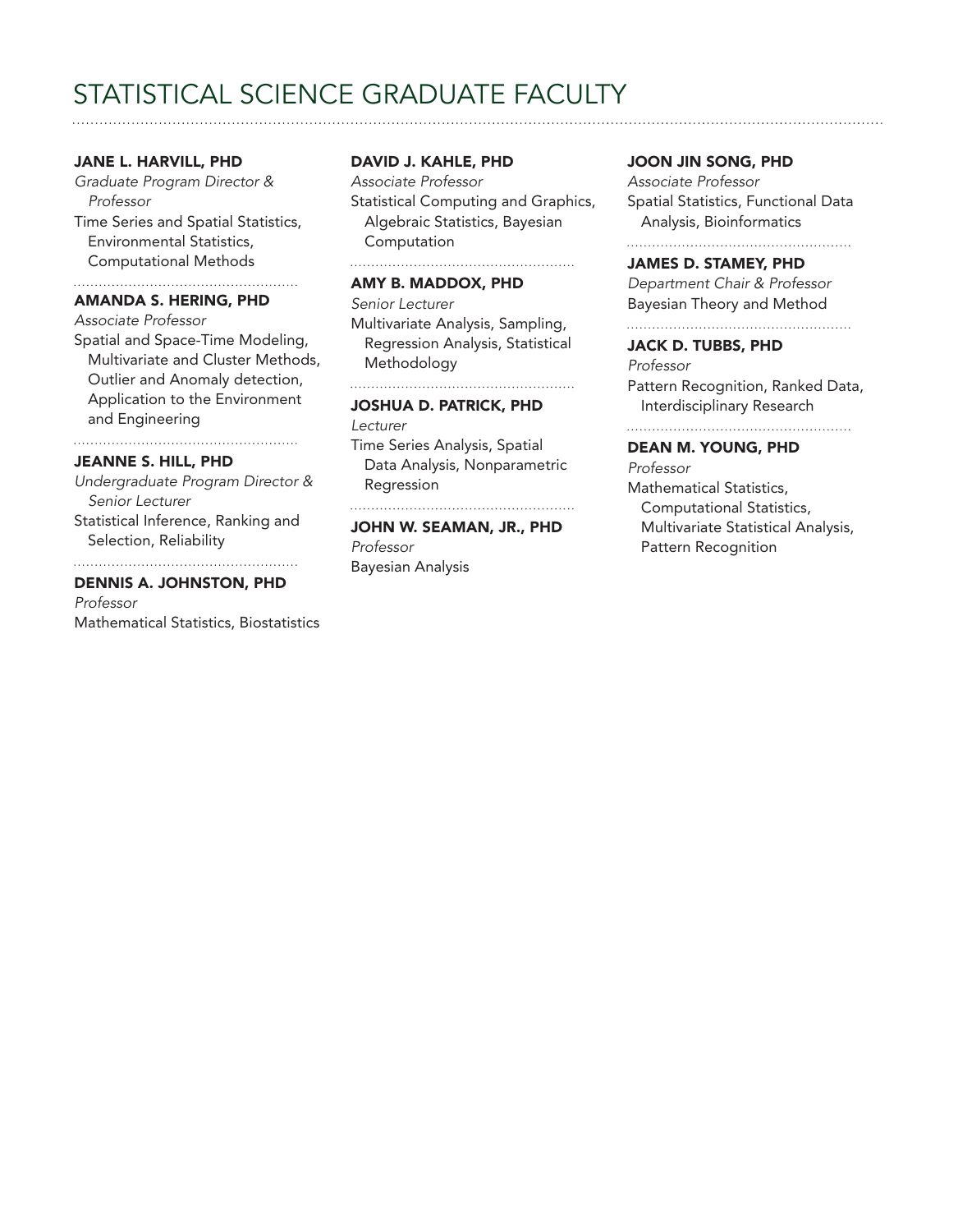# STATISTICAL SCIENCE GRADUATE FACULTY

**JANE L. HARVILL, PHD**
*Graduate Program Director & Professor*
Time Series and Spatial Statistics, Environmental Statistics, Computational Methods

**AMANDA S. HERING, PHD**
*Associate Professor*
Spatial and Space-Time Modeling, Multivariate and Cluster Methods, Outlier and Anomaly detection, Application to the Environment and Engineering

**JEANNE S. HILL, PHD**
*Undergraduate Program Director & Senior Lecturer*
Statistical Inference, Ranking and Selection, Reliability

**DENNIS A. JOHNSTON, PHD**
*Professor*
Mathematical Statistics, Biostatistics

**DAVID J. KAHLE, PHD**
*Associate Professor*
Statistical Computing and Graphics, Algebraic Statistics, Bayesian Computation

**AMY B. MADDOX, PHD**
*Senior Lecturer*
Multivariate Analysis, Sampling, Regression Analysis, Statistical Methodology

**JOSHUA D. PATRICK, PHD**
*Lecturer*
Time Series Analysis, Spatial Data Analysis, Nonparametric Regression

**JOHN W. SEAMAN, JR., PHD**
*Professor*
Bayesian Analysis

**JOON JIN SONG, PHD**
*Associate Professor*
Spatial Statistics, Functional Data Analysis, Bioinformatics

**JAMES D. STAMEY, PHD**
*Department Chair & Professor*
Bayesian Theory and Method

**JACK D. TUBBS, PHD**
*Professor*
Pattern Recognition, Ranked Data, Interdisciplinary Research

**DEAN M. YOUNG, PHD**
*Professor*
Mathematical Statistics, Computational Statistics, Multivariate Statistical Analysis, Pattern Recognition